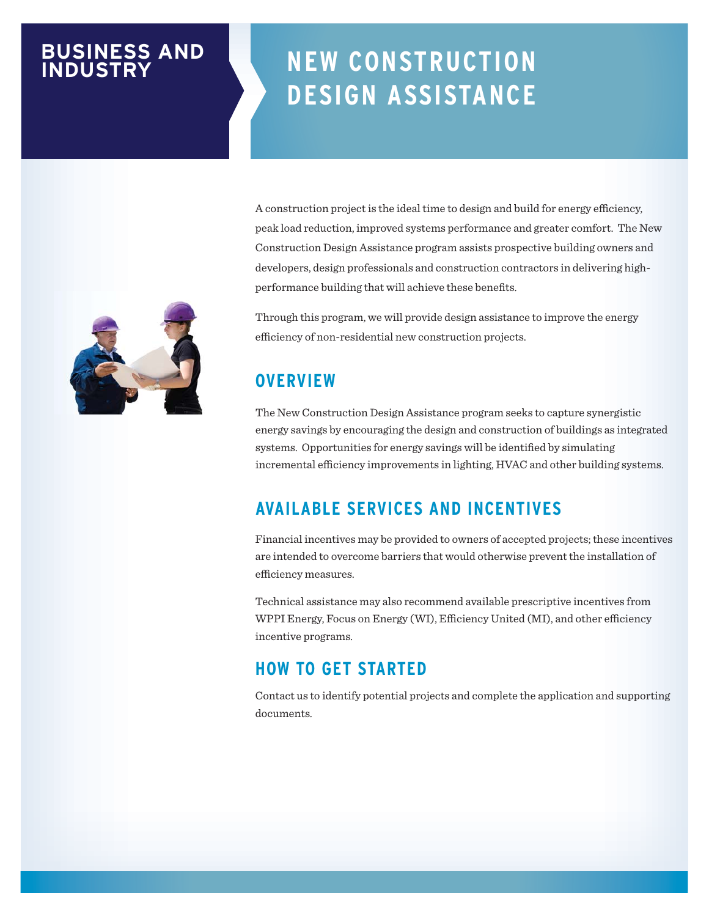BUSINESS AND INDUSTRY

# NEW CONSTRUCTION DESIGN ASSISTANCE

A construction project is the ideal time to design and build for energy efficiency, peak load reduction, improved systems performance and greater comfort. The New Construction Design Assistance program assists prospective building owners and developers, design professionals and construction contractors in delivering high-performance building that will achieve these benefits.

Through this program, we will provide design assistance to improve the energy efficiency of non-residential new construction projects.

## OVERVIEW

The New Construction Design Assistance program seeks to capture synergistic energy savings by encouraging the design and construction of buildings as integrated systems. Opportunities for energy savings will be identified by simulating incremental efficiency improvements in lighting, HVAC and other building systems.

## AVAILABLE SERVICES AND INCENTIVES

Financial incentives may be provided to owners of accepted projects; these incentives are intended to overcome barriers that would otherwise prevent the installation of efficiency measures.

Technical assistance may also recommend available prescriptive incentives from WPPI Energy, Focus on Energy (WI), Efficiency United (MI), and other efficiency incentive programs.

## HOW TO GET STARTED

Contact us to identify potential projects and complete the application and supporting documents.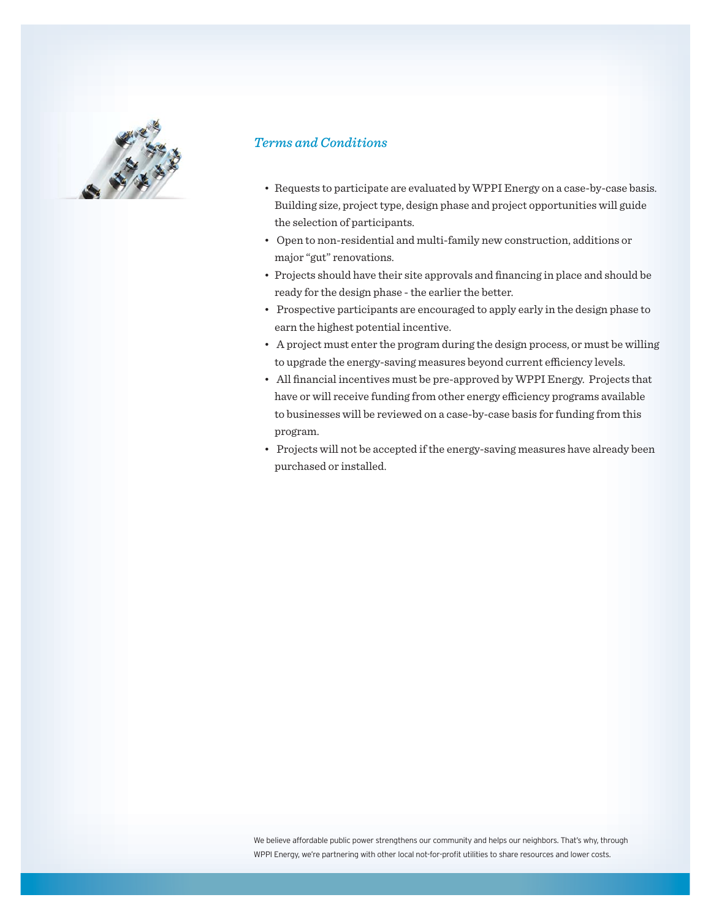## *Terms and Conditions*

- Requests to participate are evaluated by WPPI Energy on a case-by-case basis. Building size, project type, design phase and project opportunities will guide the selection of participants.
- Open to non-residential and multi-family new construction, additions or major "gut" renovations.
- Projects should have their site approvals and financing in place and should be ready for the design phase - the earlier the better.
- Prospective participants are encouraged to apply early in the design phase to earn the highest potential incentive.
- A project must enter the program during the design process, or must be willing to upgrade the energy-saving measures beyond current efficiency levels.
- All financial incentives must be pre-approved by WPPI Energy. Projects that have or will receive funding from other energy efficiency programs available to businesses will be reviewed on a case-by-case basis for funding from this program.
- Projects will not be accepted if the energy-saving measures have already been purchased or installed.

We believe affordable public power strengthens our community and helps our neighbors. That's why, through WPPI Energy, we're partnering with other local not-for-profit utilities to share resources and lower costs.